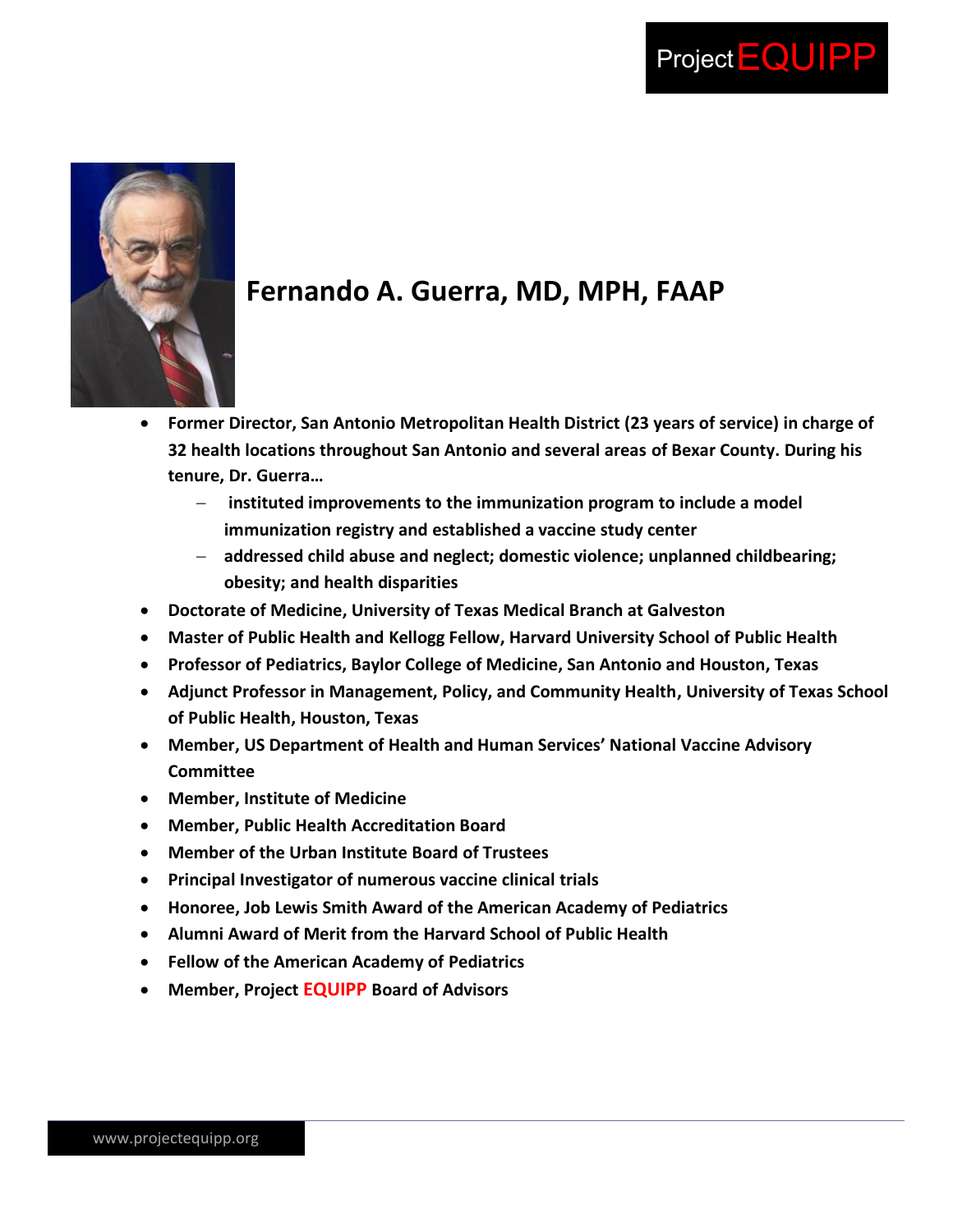Project EQUIPP

# Fernando A. Guerra, MD, MPH, FAAP

- **Former Director, San Antonio Metropolitan Health District (23 years of service) in charge of 32 health locations throughout San Antonio and several areas of Bexar County. During his tenure, Dr. Guerra…**
  - **instituted improvements to the immunization program to include a model immunization registry and established a vaccine study center**
  - **addressed child abuse and neglect; domestic violence; unplanned childbearing; obesity; and health disparities**
- **Doctorate of Medicine, University of Texas Medical Branch at Galveston**
- **Master of Public Health and Kellogg Fellow, Harvard University School of Public Health**
- **Professor of Pediatrics, Baylor College of Medicine, San Antonio and Houston, Texas**
- **Adjunct Professor in Management, Policy, and Community Health, University of Texas School of Public Health, Houston, Texas**
- **Member, US Department of Health and Human Services' National Vaccine Advisory Committee**
- **Member, Institute of Medicine**
- **Member, Public Health Accreditation Board**
- **Member of the Urban Institute Board of Trustees**
- **Principal Investigator of numerous vaccine clinical trials**
- **Honoree, Job Lewis Smith Award of the American Academy of Pediatrics**
- **Alumni Award of Merit from the Harvard School of Public Health**
- **Fellow of the American Academy of Pediatrics**
- **Member, Project EQUIPP Board of Advisors**